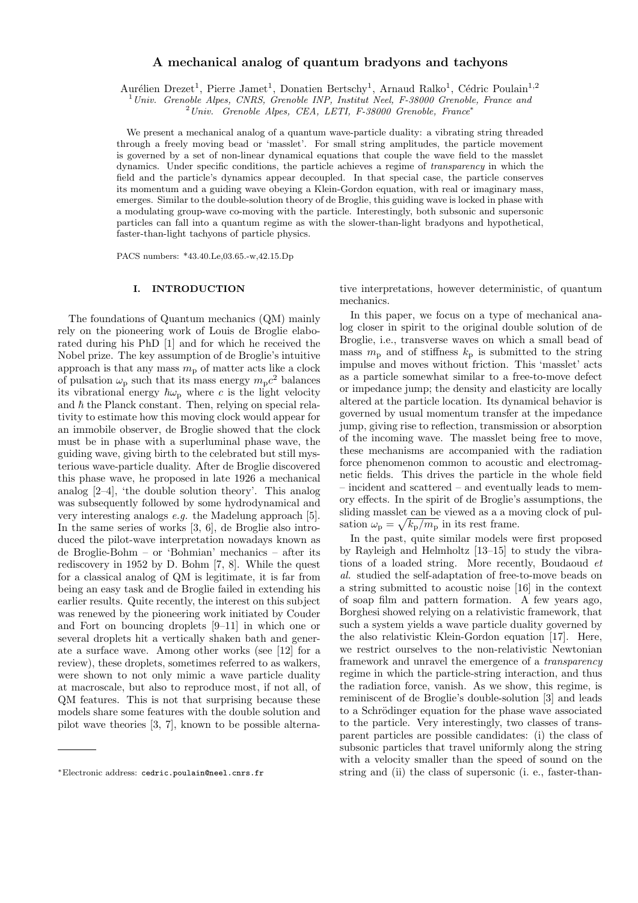# A mechanical analog of quantum bradyons and tachyons

Aurélien Drezet[1], Pierre Jamet[1], Donatien Bertschy[1], Arnaud Ralko[1], Cédric Poulain[1,2]

[1] *Univ. Grenoble Alpes, CNRS, Grenoble INP, Institut Neel, F-38000 Grenoble, France and*
[2] *Univ. Grenoble Alpes, CEA, LETI, F-38000 Grenoble, France**

We present a mechanical analog of a quantum wave-particle duality: a vibrating string threaded through a freely moving bead or 'masslet'. For small string amplitudes, the particle movement is governed by a set of non-linear dynamical equations that couple the wave field to the masslet dynamics. Under specific conditions, the particle achieves a regime of *transparency* in which the field and the particle's dynamics appear decoupled. In that special case, the particle conserves its momentum and a guiding wave obeying a Klein-Gordon equation, with real or imaginary mass, emerges. Similar to the double-solution theory of de Broglie, this guiding wave is locked in phase with a modulating group-wave co-moving with the particle. Interestingly, both subsonic and supersonic particles can fall into a quantum regime as with the slower-than-light bradyons and hypothetical, faster-than-light tachyons of particle physics.

PACS numbers: *43.40.Le,03.65.-w,42.15.Dp

## I. INTRODUCTION

The foundations of Quantum mechanics (QM) mainly rely on the pioneering work of Louis de Broglie elaborated during his PhD [1] and for which he received the Nobel prize. The key assumption of de Broglie's intuitive approach is that any mass $m_\mathrm{p}$ of matter acts like a clock of pulsation $\omega_\mathrm{p}$ such that its mass energy $m_\mathrm{p}c^2$ balances its vibrational energy $\hbar\omega_\mathrm{p}$ where $c$ is the light velocity and $\hbar$ the Planck constant. Then, relying on special relativity to estimate how this moving clock would appear for an immobile observer, de Broglie showed that the clock must be in phase with a superluminal phase wave, the guiding wave, giving birth to the celebrated but still mysterious wave-particle duality. After de Broglie discovered this phase wave, he proposed in late 1926 a mechanical analog [2–4], 'the double solution theory'. This analog was subsequently followed by some hydrodynamical and very interesting analogs *e.g.* the Madelung approach [5]. In the same series of works [3, 6], de Broglie also introduced the pilot-wave interpretation nowadays known as de Broglie-Bohm – or 'Bohmian' mechanics – after its rediscovery in 1952 by D. Bohm [7, 8]. While the quest for a classical analog of QM is legitimate, it is far from being an easy task and de Broglie failed in extending his earlier results. Quite recently, the interest on this subject was renewed by the pioneering work initiated by Couder and Fort on bouncing droplets [9–11] in which one or several droplets hit a vertically shaken bath and generate a surface wave. Among other works (see [12] for a review), these droplets, sometimes referred to as walkers, were shown to not only mimic a wave particle duality at macroscale, but also to reproduce most, if not all, of QM features. This is not that surprising because these models share some features with the double solution and pilot wave theories [3, 7], known to be possible alternative interpretations, however deterministic, of quantum mechanics.

In this paper, we focus on a type of mechanical analog closer in spirit to the original double solution of de Broglie, i.e., transverse waves on which a small bead of mass $m_\mathrm{p}$ and of stiffness $k_\mathrm{p}$ is submitted to the string impulse and moves without friction. This 'masslet' acts as a particle somewhat similar to a free-to-move defect or impedance jump; the density and elasticity are locally altered at the particle location. Its dynamical behavior is governed by usual momentum transfer at the impedance jump, giving rise to reflection, transmission or absorption of the incoming wave. The masslet being free to move, these mechanisms are accompanied with the radiation force phenomenon common to acoustic and electromagnetic fields. This drives the particle in the whole field – incident and scattered – and eventually leads to memory effects. In the spirit of de Broglie's assumptions, the sliding masslet can be viewed as a a moving clock of pulsation $\omega_\mathrm{p} = \sqrt{k_\mathrm{p}/m_\mathrm{p}}$ in its rest frame.

In the past, quite similar models were first proposed by Rayleigh and Helmholtz [13–15] to study the vibrations of a loaded string. More recently, Boudaoud *et al.* studied the self-adaptation of free-to-move beads on a string submitted to acoustic noise [16] in the context of soap film and pattern formation. A few years ago, Borghesi showed relying on a relativistic framework, that such a system yields a wave particle duality governed by the also relativistic Klein-Gordon equation [17]. Here, we restrict ourselves to the non-relativistic Newtonian framework and unravel the emergence of a *transparency* regime in which the particle-string interaction, and thus the radiation force, vanish. As we show, this regime, is reminiscent of de Broglie's double-solution [3] and leads to a Schrödinger equation for the phase wave associated to the particle. Very interestingly, two classes of transparent particles are possible candidates: (i) the class of subsonic particles that travel uniformly along the string with a velocity smaller than the speed of sound on the string and (ii) the class of supersonic (i. e., faster-than-

*Electronic address: cedric.poulain@neel.cnrs.fr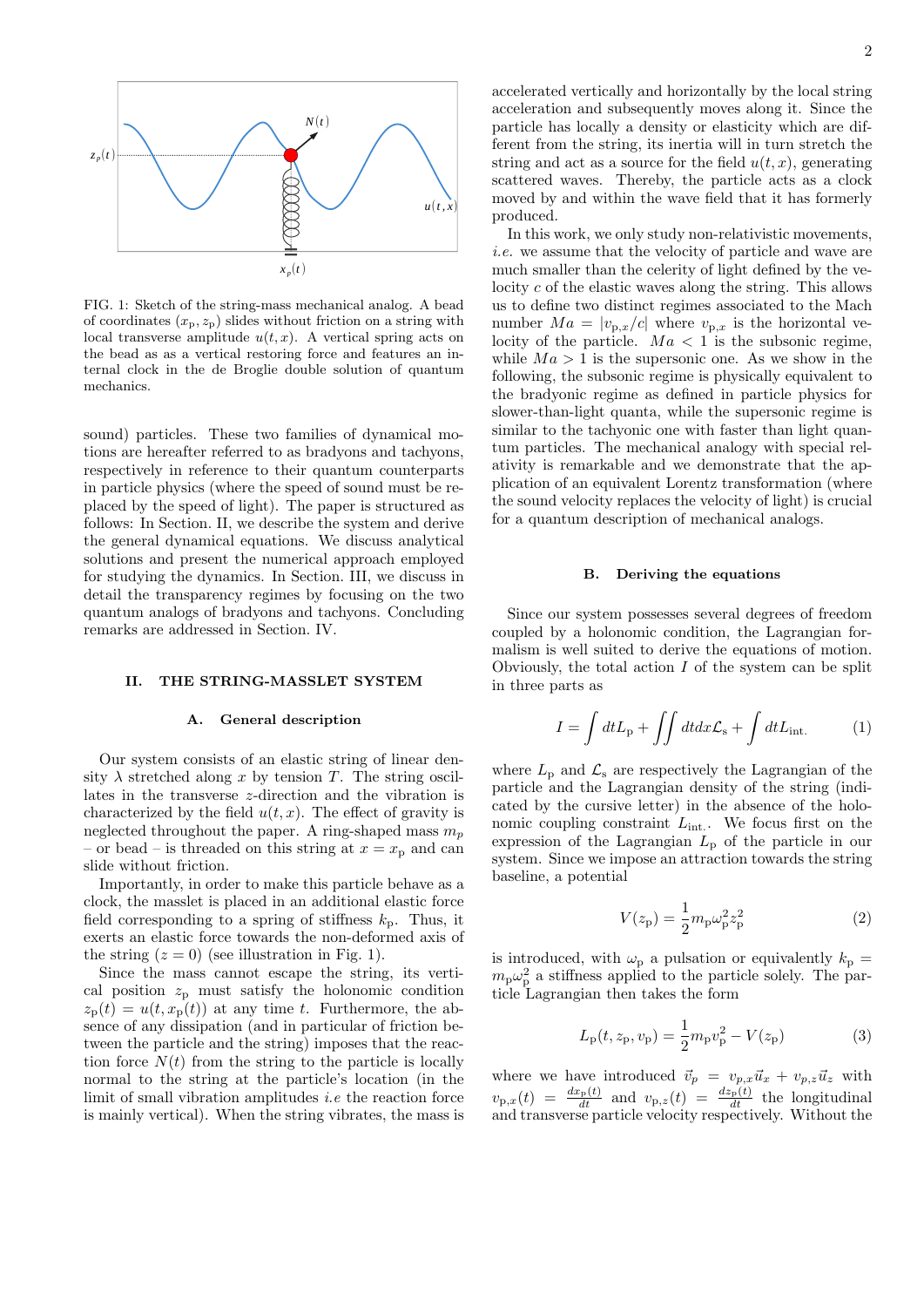FIG. 1: Sketch of the string-mass mechanical analog. A bead of coordinates $(x_\mathrm{p}, z_\mathrm{p})$ slides without friction on a string with local transverse amplitude $u(t, x)$. A vertical spring acts on the bead as as a vertical restoring force and features an internal clock in the de Broglie double solution of quantum mechanics.

sound) particles. These two families of dynamical motions are hereafter referred to as bradyons and tachyons, respectively in reference to their quantum counterparts in particle physics (where the speed of sound must be replaced by the speed of light). The paper is structured as follows: In Section. II, we describe the system and derive the general dynamical equations. We discuss analytical solutions and present the numerical approach employed for studying the dynamics. In Section. III, we discuss in detail the transparency regimes by focusing on the two quantum analogs of bradyons and tachyons. Concluding remarks are addressed in Section. IV.

## II. THE STRING-MASSLET SYSTEM

### A. General description

Our system consists of an elastic string of linear density $\lambda$ stretched along $x$ by tension $T$. The string oscillates in the transverse $z$-direction and the vibration is characterized by the field $u(t, x)$. The effect of gravity is neglected throughout the paper. A ring-shaped mass $m_p$ – or bead – is threaded on this string at $x = x_\mathrm{p}$ and can slide without friction.

Importantly, in order to make this particle behave as a clock, the masslet is placed in an additional elastic force field corresponding to a spring of stiffness $k_\mathrm{p}$. Thus, it exerts an elastic force towards the non-deformed axis of the string ($z = 0$) (see illustration in Fig. 1).

Since the mass cannot escape the string, its vertical position $z_\mathrm{p}$ must satisfy the holonomic condition $z_\mathrm{p}(t) = u(t, x_\mathrm{p}(t))$ at any time $t$. Furthermore, the absence of any dissipation (and in particular of friction between the particle and the string) imposes that the reaction force $N(t)$ from the string to the particle is locally normal to the string at the particle's location (in the limit of small vibration amplitudes *i.e* the reaction force is mainly vertical). When the string vibrates, the mass is accelerated vertically and horizontally by the local string acceleration and subsequently moves along it. Since the particle has locally a density or elasticity which are different from the string, its inertia will in turn stretch the string and act as a source for the field $u(t, x)$, generating scattered waves. Thereby, the particle acts as a clock moved by and within the wave field that it has formerly produced.

In this work, we only study non-relativistic movements, *i.e.* we assume that the velocity of particle and wave are much smaller than the celerity of light defined by the velocity $c$ of the elastic waves along the string. This allows us to define two distinct regimes associated to the Mach number $Ma = |v_{\mathrm{p},x}/c|$ where $v_{\mathrm{p},x}$ is the horizontal velocity of the particle. $Ma < 1$ is the subsonic regime, while $Ma > 1$ is the supersonic one. As we show in the following, the subsonic regime is physically equivalent to the bradyonic regime as defined in particle physics for slower-than-light quanta, while the supersonic regime is similar to the tachyonic one with faster than light quantum particles. The mechanical analogy with special relativity is remarkable and we demonstrate that the application of an equivalent Lorentz transformation (where the sound velocity replaces the velocity of light) is crucial for a quantum description of mechanical analogs.

### B. Deriving the equations

Since our system possesses several degrees of freedom coupled by a holonomic condition, the Lagrangian formalism is well suited to derive the equations of motion. Obviously, the total action $I$ of the system can be split in three parts as

$$I = \int dt L_\mathrm{p} + \iint dt dx \mathcal{L}_\mathrm{s} + \int dt L_{\mathrm{int.}} \tag{1}$$

where $L_\mathrm{p}$ and $\mathcal{L}_\mathrm{s}$ are respectively the Lagrangian of the particle and the Lagrangian density of the string (indicated by the cursive letter) in the absence of the holonomic coupling constraint $L_{\mathrm{int.}}$. We focus first on the expression of the Lagrangian $L_\mathrm{p}$ of the particle in our system. Since we impose an attraction towards the string baseline, a potential

$$V(z_\mathrm{p}) = \frac{1}{2} m_\mathrm{p} \omega_\mathrm{p}^2 z_\mathrm{p}^2 \tag{2}$$

is introduced, with $\omega_\mathrm{p}$ a pulsation or equivalently $k_\mathrm{p} = m_\mathrm{p}\omega_\mathrm{p}^2$ a stiffness applied to the particle solely. The particle Lagrangian then takes the form

$$L_\mathrm{p}(t, z_\mathrm{p}, v_\mathrm{p}) = \frac{1}{2} m_\mathrm{p} v_\mathrm{p}^2 - V(z_\mathrm{p}) \tag{3}$$

where we have introduced $\vec{v}_p = v_{p,x}\vec{u}_x + v_{p,z}\vec{u}_z$ with $v_{\mathrm{p},x}(t) = \frac{dx_\mathrm{p}(t)}{dt}$ and $v_{\mathrm{p},z}(t) = \frac{dz_\mathrm{p}(t)}{dt}$ the longitudinal and transverse particle velocity respectively. Without the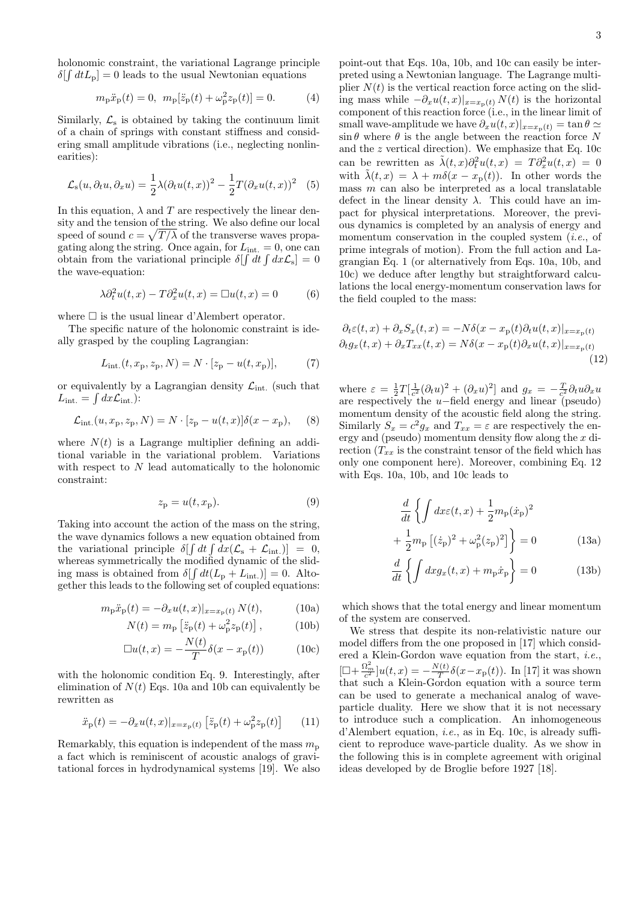holonomic constraint, the variational Lagrange principle $\delta[\int dt L_{\rm p}] = 0$ leads to the usual Newtonian equations

$$m_{\rm p}\ddot{x}_{\rm p}(t) = 0, \;\; m_{\rm p}[\ddot{z}_{\rm p}(t) + \omega_{\rm p}^2 z_{\rm p}(t)] = 0. \tag{4}$$

Similarly, $\mathcal{L}_{\rm s}$ is obtained by taking the continuum limit of a chain of springs with constant stiffness and considering small amplitude vibrations (i.e., neglecting nonlinearities):

$$\mathcal{L}_{\rm s}(u, \partial_t u, \partial_x u) = \frac{1}{2}\lambda(\partial_t u(t,x))^2 - \frac{1}{2}T(\partial_x u(t,x))^2 \tag{5}$$

In this equation, $\lambda$ and $T$ are respectively the linear density and the tension of the string. We also define our local speed of sound $c = \sqrt{T/\lambda}$ of the transverse waves propagating along the string. Once again, for $L_{\rm int.} = 0$, one can obtain from the variational principle $\delta[\int dt \int dx \mathcal{L}_{\rm s}] = 0$ the wave-equation:

$$\lambda \partial_t^2 u(t,x) - T\partial_x^2 u(t,x) = \square u(t,x) = 0 \tag{6}$$

where $\square$ is the usual linear d'Alembert operator.

The specific nature of the holonomic constraint is ideally grasped by the coupling Lagrangian:

$$L_{\rm int.}(t, x_{\rm p}, z_{\rm p}, N) = N \cdot [z_{\rm p} - u(t, x_{\rm p})], \tag{7}$$

or equivalently by a Lagrangian density $\mathcal{L}_{\rm int.}$ (such that $L_{\rm int.} = \int dx \mathcal{L}_{\rm int.}$):

$$\mathcal{L}_{\rm int.}(u, x_{\rm p}, z_{\rm p}, N) = N \cdot [z_{\rm p} - u(t,x)]\delta(x - x_{\rm p}), \tag{8}$$

where $N(t)$ is a Lagrange multiplier defining an additional variable in the variational problem. Variations with respect to $N$ lead automatically to the holonomic constraint:

$$z_{\rm p} = u(t, x_{\rm p}). \tag{9}$$

Taking into account the action of the mass on the string, the wave dynamics follows a new equation obtained from the variational principle $\delta[\int dt \int dx(\mathcal{L}_{\rm s} + \mathcal{L}_{\rm int.})] = 0$, whereas symmetrically the modified dynamic of the sliding mass is obtained from $\delta[\int dt(L_{\rm p} + L_{\rm int.})] = 0$. Altogether this leads to the following set of coupled equations:

$$m_{\rm p}\ddot{x}_{\rm p}(t) = -\partial_x u(t,x)|_{x=x_{\rm p}(t)} N(t), \tag{10a}$$

$$N(t) = m_{\rm p}\left[\ddot{z}_{\rm p}(t) + \omega_{\rm p}^2 z_{\rm p}(t)\right], \tag{10b}$$

$$\square u(t,x) = -\frac{N(t)}{T}\delta(x - x_{\rm p}(t)) \tag{10c}$$

with the holonomic condition Eq. 9. Interestingly, after elimination of $N(t)$ Eqs. 10a and 10b can equivalently be rewritten as

$$\ddot{x}_{\rm p}(t) = -\partial_x u(t,x)|_{x=x_{\rm p}(t)}\left[\ddot{z}_{\rm p}(t) + \omega_{\rm p}^2 z_{\rm p}(t)\right] \tag{11}$$

Remarkably, this equation is independent of the mass $m_{\rm p}$ a fact which is reminiscent of acoustic analogs of gravitational forces in hydrodynamical systems [19]. We also point-out that Eqs. 10a, 10b, and 10c can easily be interpreted using a Newtonian language. The Lagrange multiplier $N(t)$ is the vertical reaction force acting on the sliding mass while $-\partial_x u(t,x)|_{x=x_{\rm p}(t)} N(t)$ is the horizontal component of this reaction force (i.e., in the linear limit of small wave-amplitude we have $\partial_x u(t,x)|_{x=x_{\rm p}(t)} = \tan\theta \simeq \sin\theta$ where $\theta$ is the angle between the reaction force $N$ and the $z$ vertical direction). We emphasize that Eq. 10c can be rewritten as $\tilde{\lambda}(t,x)\partial_t^2 u(t,x) = T\partial_x^2 u(t,x) = 0$ with $\tilde{\lambda}(t,x) = \lambda + m\delta(x - x_{\rm p}(t))$. In other words the mass $m$ can also be interpreted as a local translatable defect in the linear density $\lambda$. This could have an impact for physical interpretations. Moreover, the previous dynamics is completed by an analysis of energy and momentum conservation in the coupled system (*i.e.*, of prime integrals of motion). From the full action and Lagrangian Eq. 1 (or alternatively from Eqs. 10a, 10b, and 10c) we deduce after lengthy but straightforward calculations the local energy-momentum conservation laws for the field coupled to the mass:

$$\begin{aligned}
\partial_t \varepsilon(t,x) + \partial_x S_x(t,x) &= -N\delta(x - x_{\rm p}(t)\partial_t u(t,x)|_{x=x_{\rm p}(t)} \\
\partial_t g_x(t,x) + \partial_x T_{xx}(t,x) &= N\delta(x - x_{\rm p}(t)\partial_x u(t,x)|_{x=x_{\rm p}(t)}
\end{aligned} \tag{12}$$

where $\varepsilon = \frac{1}{2}T[\frac{1}{c^2}(\partial_t u)^2 + (\partial_x u)^2]$ and $g_x = -\frac{T}{c^2}\partial_t u \partial_x u$ are respectively the $u-$field energy and linear (pseudo) momentum density of the acoustic field along the string. Similarly $S_x = c^2 g_x$ and $T_{xx} = \varepsilon$ are respectively the energy and (pseudo) momentum density flow along the $x$ direction ($T_{xx}$ is the constraint tensor of the field which has only one component here). Moreover, combining Eq. 12 with Eqs. 10a, 10b, and 10c leads to

$$\frac{d}{dt}\left\{\int dx \varepsilon(t,x) + \frac{1}{2}m_{\rm p}(\dot{x}_{\rm p})^2 + \frac{1}{2}m_{\rm p}\left[(\dot{z}_{\rm p})^2 + \omega_{\rm p}^2(z_{\rm p})^2\right]\right\} = 0 \tag{13a}$$

$$\frac{d}{dt}\left\{\int dx g_x(t,x) + m_{\rm p}\dot{x}_{\rm p}\right\} = 0 \tag{13b}$$

which shows that the total energy and linear momentum of the system are conserved.

We stress that despite its non-relativistic nature our model differs from the one proposed in [17] which considered a Klein-Gordon wave equation from the start, *i.e.*, $[\square + \frac{\Omega_m^2}{c^2}]u(t,x) = -\frac{N(t)}{T}\delta(x - x_{\rm p}(t))$. In [17] it was shown that such a Klein-Gordon equation with a source term can be used to generate a mechanical analog of wave-particle duality. Here we show that it is not necessary to introduce such a complication. An inhomogeneous d'Alembert equation, *i.e.*, as in Eq. 10c, is already sufficient to reproduce wave-particle duality. As we show in the following this is in complete agreement with original ideas developed by de Broglie before 1927 [18].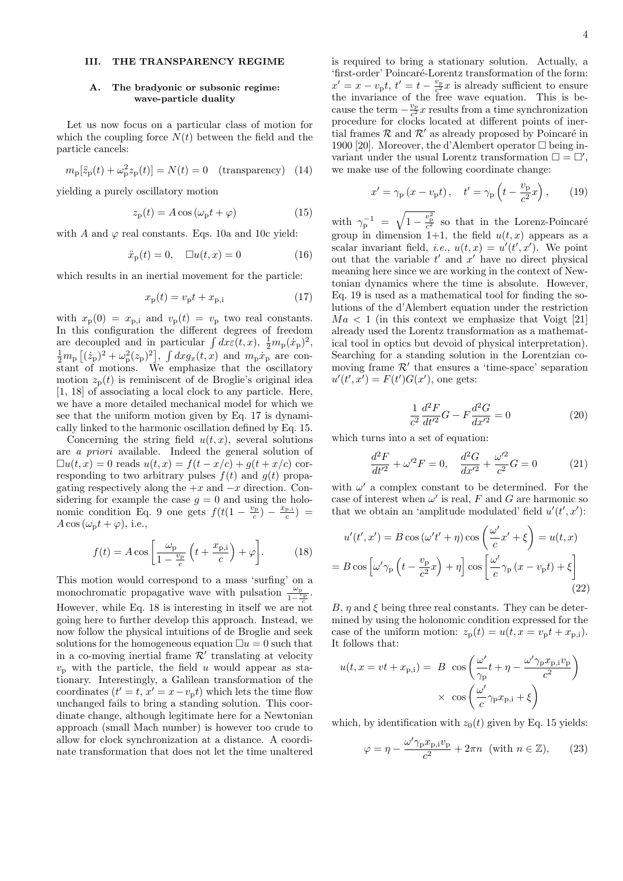## III. THE TRANSPARENCY REGIME

### A. The bradyonic or subsonic regime: wave-particle duality

Let us now focus on a particular class of motion for which the coupling force $N(t)$ between the field and the particle cancels:

$$m_{\rm p}[\ddot{z}_{\rm p}(t) + \omega_{\rm p}^2 z_{\rm p}(t)] = N(t) = 0 \quad \text{(transparency)} \quad (14)$$

yielding a purely oscillatory motion

$$z_{\rm p}(t) = A\cos(\omega_{\rm p} t + \varphi) \quad (15)$$

with $A$ and $\varphi$ real constants. Eqs. 10a and 10c yield:

$$\ddot{x}_{\rm p}(t) = 0, \quad \Box u(t,x) = 0 \quad (16)$$

which results in an inertial movement for the particle:

$$x_{\rm p}(t) = v_{\rm p} t + x_{\rm p,i} \quad (17)$$

with $x_{\rm p}(0) = x_{\rm p,i}$ and $v_{\rm p}(t) = v_{\rm p}$ two real constants. In this configuration the different degrees of freedom are decoupled and in particular $\int dx \varepsilon(t,x)$, $\frac{1}{2}m_{\rm p}(\dot{x}_{\rm p})^2$, $\frac{1}{2}m_{\rm p}\left[(\dot{z}_{\rm p})^2 + \omega_{\rm p}^2(z_{\rm p})^2\right]$, $\int dx g_x(t,x)$ and $m_{\rm p}\dot{x}_{\rm p}$ are constant of motions. We emphasize that the oscillatory motion $z_{\rm p}(t)$ is reminiscent of de Broglie's original idea [1, 18] of associating a local clock to any particle. Here, we have a more detailed mechanical model for which we see that the uniform motion given by Eq. 17 is dynamically linked to the harmonic oscillation defined by Eq. 15.

Concerning the string field $u(t,x)$, several solutions are *a priori* available. Indeed the general solution of $\Box u(t,x) = 0$ reads $u(t,x) = f(t - x/c) + g(t + x/c)$ corresponding to two arbitrary pulses $f(t)$ and $g(t)$ propagating respectively along the $+x$ and $-x$ direction. Considering for example the case $g = 0$ and using the holonomic condition Eq. 9 one gets $f(t(1 - \frac{v_{\rm p}}{c}) - \frac{x_{\rm p,i}}{c}) = A\cos(\omega_{\rm p} t + \varphi)$, i.e.,

$$f(t) = A\cos\left[\frac{\omega_{\rm p}}{1 - \frac{v_{\rm p}}{c}}\left(t + \frac{x_{\rm p,i}}{c}\right) + \varphi\right]. \quad (18)$$

This motion would correspond to a mass 'surfing' on a monochromatic propagative wave with pulsation $\frac{\omega_{\rm p}}{1-\frac{v_{\rm p}}{c}}$. However, while Eq. 18 is interesting in itself we are not going here to further develop this approach. Instead, we now follow the physical intuitions of de Broglie and seek solutions for the homogeneous equation $\Box u = 0$ such that in a co-moving inertial frame $\mathcal{R}'$ translating at velocity $v_{\rm p}$ with the particle, the field $u$ would appear as stationary. Interestingly, a Galilean transformation of the coordinates ($t' = t$, $x' = x - v_{\rm p} t$) which lets the time flow unchanged fails to bring a standing solution. This coordinate change, although legitimate here for a Newtonian approach (small Mach number) is however too crude to allow for clock synchronization at a distance. A coordinate transformation that does not let the time unaltered is required to bring a stationary solution. Actually, a 'first-order' Poincaré-Lorentz transformation of the form: $x' = x - v_{\rm p} t$, $t' = t - \frac{v_{\rm p}}{c^2}x$ is already sufficient to ensure the invariance of the free wave equation. This is because the term $-\frac{v_{\rm p}}{c^2}x$ results from a time synchronization procedure for clocks located at different points of inertial frames $\mathcal{R}$ and $\mathcal{R}'$ as already proposed by Poincaré in 1900 [20]. Moreover, the d'Alembert operator $\Box$ being invariant under the usual Lorentz transformation $\Box = \Box'$, we make use of the following coordinate change:

$$x' = \gamma_{\rm p}(x - v_{\rm p} t), \quad t' = \gamma_{\rm p}\left(t - \frac{v_{\rm p}}{c^2}x\right), \quad (19)$$

with $\gamma_{\rm p}^{-1} = \sqrt{1 - \frac{v_{\rm p}^2}{c^2}}$ so that in the Lorenz-Poincaré group in dimension 1+1, the field $u(t,x)$ appears as a scalar invariant field, *i.e.*, $u(t,x) = u'(t',x')$. We point out that the variable $t'$ and $x'$ have no direct physical meaning here since we are working in the context of Newtonian dynamics where the time is absolute. However, Eq. 19 is used as a mathematical tool for finding the solutions of the d'Alembert equation under the restriction $Ma < 1$ (in this context we emphasize that Voigt [21] already used the Lorentz transformation as a mathematical tool in optics but devoid of physical interpretation). Searching for a standing solution in the Lorentzian comoving frame $\mathcal{R}'$ that ensures a 'time-space' separation $u'(t',x') = F(t')G(x')$, one gets:

$$\frac{1}{c^2}\frac{d^2F}{dt'^2}G - F\frac{d^2G}{dx'^2} = 0 \quad (20)$$

which turns into a set of equation:

$$\frac{d^2F}{dt'^2} + \omega'^2 F = 0, \quad \frac{d^2G}{dx'^2} + \frac{\omega'^2}{c^2}G = 0 \quad (21)$$

with $\omega'$ a complex constant to be determined. For the case of interest when $\omega'$ is real, $F$ and $G$ are harmonic so that we obtain an 'amplitude modulated' field $u'(t',x')$:

$$\begin{aligned} u'(t',x') &= B\cos(\omega' t' + \eta)\cos\left(\frac{\omega'}{c}x' + \xi\right) = u(t,x) \\ &= B\cos\left[\omega'\gamma_{\rm p}\left(t - \frac{v_{\rm p}}{c^2}x\right) + \eta\right]\cos\left[\frac{\omega'}{c}\gamma_{\rm p}(x - v_{\rm p} t) + \xi\right] \end{aligned} \quad (22)$$

$B$, $\eta$ and $\xi$ being three real constants. They can be determined by using the holonomic condition expressed for the case of the uniform motion: $z_{\rm p}(t) = u(t, x = v_{\rm p} t + x_{\rm p,i})$. It follows that:

$$\begin{aligned} u(t, x = vt + x_{\rm p,i}) = \; & B \cos\left(\frac{\omega'}{\gamma_{\rm p}}t + \eta - \frac{\omega'\gamma_{\rm p} x_{\rm p,i} v_{\rm p}}{c^2}\right) \\ & \times \cos\left(\frac{\omega'}{c}\gamma_{\rm p} x_{\rm p,i} + \xi\right) \end{aligned}$$

which, by identification with $z_0(t)$ given by Eq. 15 yields:

$$\varphi = \eta - \frac{\omega'\gamma_{\rm p} x_{\rm p,i} v_{\rm p}}{c^2} + 2\pi n \quad (\text{with } n \in \mathbb{Z}), \quad (23)$$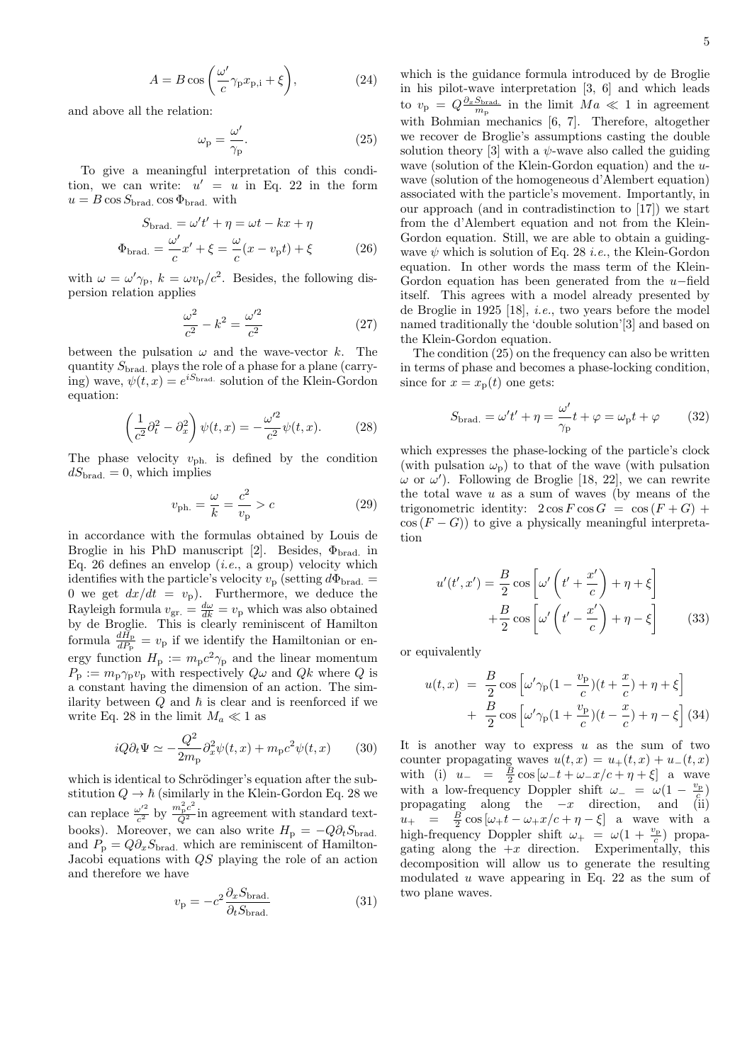$$A = B\cos\left(\frac{\omega'}{c}\gamma_{\rm p}x_{\rm p,i}+\xi\right), \tag{24}$$

and above all the relation:

$$\omega_{\rm p} = \frac{\omega'}{\gamma_{\rm p}}. \tag{25}$$

To give a meaningful interpretation of this condition, we can write: $u' = u$ in Eq. 22 in the form $u = B\cos S_{\rm brad.}\cos\Phi_{\rm brad.}$ with

$$\begin{aligned} S_{\rm brad.} &= \omega' t' + \eta = \omega t - kx + \eta \\ \Phi_{\rm brad.} &= \frac{\omega'}{c}x' + \xi = \frac{\omega}{c}(x - v_{\rm p}t) + \xi \end{aligned} \tag{26}$$

with $\omega = \omega'\gamma_{\rm p}$, $k = \omega v_{\rm p}/c^2$. Besides, the following dispersion relation applies

$$\frac{\omega^2}{c^2} - k^2 = \frac{\omega'^2}{c^2} \tag{27}$$

between the pulsation $\omega$ and the wave-vector $k$. The quantity $S_{\rm brad.}$ plays the role of a phase for a plane (carrying) wave, $\psi(t,x) = e^{iS_{\rm brad.}}$ solution of the Klein-Gordon equation:

$$\left(\frac{1}{c^2}\partial_t^2 - \partial_x^2\right)\psi(t,x) = -\frac{\omega'^2}{c^2}\psi(t,x). \tag{28}$$

The phase velocity $v_{\rm ph.}$ is defined by the condition $dS_{\rm brad.} = 0$, which implies

$$v_{\rm ph.} = \frac{\omega}{k} = \frac{c^2}{v_{\rm p}} > c \tag{29}$$

in accordance with the formulas obtained by Louis de Broglie in his PhD manuscript [2]. Besides, $\Phi_{\rm brad.}$ in Eq. 26 defines an envelop (*i.e.*, a group) velocity which identifies with the particle's velocity $v_{\rm p}$ (setting $d\Phi_{\rm brad.} = 0$ we get $dx/dt = v_{\rm p}$). Furthermore, we deduce the Rayleigh formula $v_{\rm gr.} = \frac{d\omega}{dk} = v_{\rm p}$ which was also obtained by de Broglie. This is clearly reminiscent of Hamilton formula $\frac{dH_{\rm p}}{dP_{\rm p}} = v_{\rm p}$ if we identify the Hamiltonian or energy function $H_{\rm p} := m_{\rm p}c^2\gamma_{\rm p}$ and the linear momentum $P_{\rm p} := m_{\rm p}\gamma_{\rm p}v_{\rm p}$ with respectively $Q\omega$ and $Qk$ where $Q$ is a constant having the dimension of an action. The similarity between $Q$ and $\hbar$ is clear and is reenforced if we write Eq. 28 in the limit $M_a \ll 1$ as

$$iQ\partial_t\Psi \simeq -\frac{Q^2}{2m_{\rm p}}\partial_x^2\psi(t,x) + m_{\rm p}c^2\psi(t,x) \tag{30}$$

which is identical to Schrödinger's equation after the substitution $Q \to \hbar$ (similarly in the Klein-Gordon Eq. 28 we can replace $\frac{\omega'^2}{c^2}$ by $\frac{m_{\rm p}^2c^2}{Q^2}$ in agreement with standard textbooks). Moreover, we can also write $H_{\rm p} = -Q\partial_t S_{\rm brad.}$ and $P_{\rm p} = Q\partial_x S_{\rm brad.}$ which are reminiscent of Hamilton-Jacobi equations with $QS$ playing the role of an action and therefore we have

$$v_{\rm p} = -c^2\frac{\partial_x S_{\rm brad.}}{\partial_t S_{\rm brad.}} \tag{31}$$

which is the guidance formula introduced by de Broglie in his pilot-wave interpretation [3, 6] and which leads to $v_{\rm p} = Q\frac{\partial_x S_{\rm brad.}}{m_{\rm p}}$ in the limit $Ma \ll 1$ in agreement with Bohmian mechanics [6, 7]. Therefore, altogether we recover de Broglie's assumptions casting the double solution theory [3] with a $\psi$-wave also called the guiding wave (solution of the Klein-Gordon equation) and the $u$-wave (solution of the homogeneous d'Alembert equation) associated with the particle's movement. Importantly, in our approach (and in contradistinction to [17]) we start from the d'Alembert equation and not from the Klein-Gordon equation. Still, we are able to obtain a guiding-wave $\psi$ which is solution of Eq. 28 *i.e.*, the Klein-Gordon equation. In other words the mass term of the Klein-Gordon equation has been generated from the $u-$field itself. This agrees with a model already presented by de Broglie in 1925 [18], *i.e.*, two years before the model named traditionally the 'double solution'[3] and based on the Klein-Gordon equation.

The condition (25) on the frequency can also be written in terms of phase and becomes a phase-locking condition, since for $x = x_{\rm p}(t)$ one gets:

$$S_{\rm brad.} = \omega' t' + \eta = \frac{\omega'}{\gamma_{\rm p}}t + \varphi = \omega_{\rm p}t + \varphi \tag{32}$$

which expresses the phase-locking of the particle's clock (with pulsation $\omega_{\rm p}$) to that of the wave (with pulsation $\omega$ or $\omega'$). Following de Broglie [18, 22], we can rewrite the total wave $u$ as a sum of waves (by means of the trigonometric identity: $2\cos F\cos G = \cos(F+G) + \cos(F-G)$) to give a physically meaningful interpretation

$$\begin{aligned} u'(t',x') = &\frac{B}{2}\cos\left[\omega'\left(t' + \frac{x'}{c}\right) + \eta + \xi\right] \\ &+ \frac{B}{2}\cos\left[\omega'\left(t' - \frac{x'}{c}\right) + \eta - \xi\right] \end{aligned} \tag{33}$$

or equivalently

$$\begin{aligned} u(t,x) \;=\; &\frac{B}{2}\cos\left[\omega'\gamma_{\rm p}(1-\frac{v_{\rm p}}{c})(t+\frac{x}{c}) + \eta + \xi\right] \\ +\; &\frac{B}{2}\cos\left[\omega'\gamma_{\rm p}(1+\frac{v_{\rm p}}{c})(t-\frac{x}{c}) + \eta - \xi\right] \end{aligned} \tag{34}$$

It is another way to express $u$ as the sum of two counter propagating waves $u(t,x) = u_+(t,x) + u_-(t,x)$ with (i) $u_- = \frac{B}{2}\cos\left[\omega_- t + \omega_- x/c + \eta + \xi\right]$ a wave with a low-frequency Doppler shift $\omega_- = \omega(1 - \frac{v_{\rm p}}{c})$ propagating along the $-x$ direction, and (ii) $u_+ = \frac{B}{2}\cos\left[\omega_+ t - \omega_+ x/c + \eta - \xi\right]$ a wave with a high-frequency Doppler shift $\omega_+ = \omega(1 + \frac{v_{\rm p}}{c})$ propagating along the $+x$ direction. Experimentally, this decomposition will allow us to generate the resulting modulated $u$ wave appearing in Eq. 22 as the sum of two plane waves.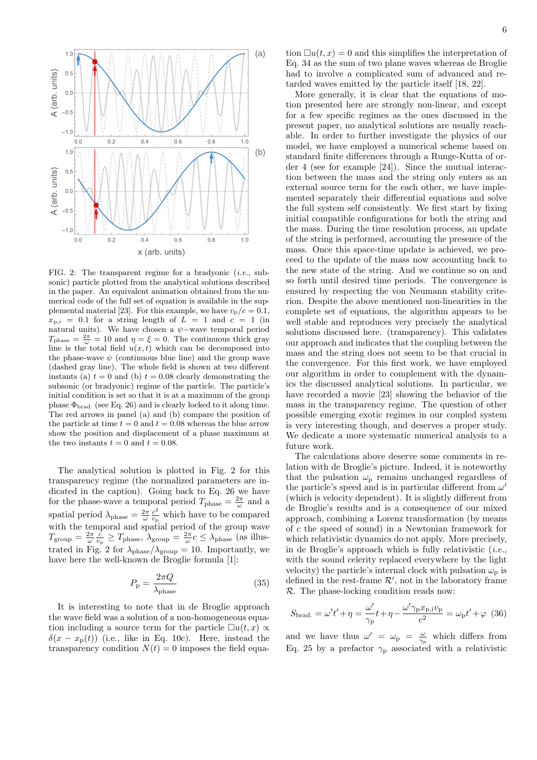FIG. 2: The transparent regime for a bradyonic (*i.e.*, subsonic) particle plotted from the analytical solutions described in the paper. An equivalent animation obtained from the numerical code of the full set of equation is available in the supplemental material [23]. For this example, we have $v_p/c = 0.1$, $x_{p,i} = 0.1$ for a string length of $L = 1$ and $c = 1$ (in natural units). We have chosen a $\psi-$wave temporal period $T_{\text{phase}} = \frac{2\pi}{\omega} = 10$ and $\eta = \xi = 0$. The continuous thick gray line is the total field $u(x,t)$ which can be decomposed into the phase-wave $\psi$ (continuous blue line) and the group wave (dashed gray line). The whole field is shown at two different instants (a) $t = 0$ and (b) $t = 0.08$ clearly demonstrating the subsonic (or bradyonic) regime of the particle. The particle's initial condition is set so that it is at a maximum of the group phase $\Phi_{\text{brad.}}$ (see Eq. 26) and is clearly locked to it along time. The red arrows in panel (a) and (b) compare the position of the particle at time $t = 0$ and $t = 0.08$ whereas the blue arrow show the position and displacement of a phase maximum at the two instants $t = 0$ and $t = 0.08$.

The analytical solution is plotted in Fig. 2 for this transparency regime (the normalized parameters are indicated in the caption). Going back to Eq. 26 we have for the phase-wave a temporal period $T_{\text{phase}} = \frac{2\pi}{\omega}$ and a spatial period $\lambda_{\text{phase}} = \frac{2\pi}{\omega}\frac{c^2}{v_p}$ which have to be compared with the temporal and spatial period of the group wave $T_{\text{group}} = \frac{2\pi}{\omega}\frac{c}{v_p} \geq T_{\text{phase}}$, $\lambda_{\text{group}} = \frac{2\pi}{\omega}c \leq \lambda_{\text{phase}}$ (as illustrated in Fig. 2 for $\lambda_{\text{phase}}/\lambda_{\text{group}} = 10$. Importantly, we have here the well-known de Broglie formula [1]:

$$P_p = \frac{2\pi Q}{\lambda_{\text{phase}}} \tag{35}$$

It is interesting to note that in de Broglie approach the wave field was a solution of a non-homogeneous equation including a source term for the particle $\Box u(t,x) \propto \delta(x - x_p(t))$ (i.e., like in Eq. 10c). Here, instead the transparency condition $N(t) = 0$ imposes the field equation $\Box u(t,x) = 0$ and this simplifies the interpretation of Eq. 34 as the sum of two plane waves whereas de Broglie had to involve a complicated sum of advanced and retarded waves emitted by the particle itself [18, 22].

More generally, it is clear that the equations of motion presented here are strongly non-linear, and except for a few specific regimes as the ones discussed in the present paper, no analytical solutions are usually reachable. In order to further investigate the physics of our model, we have employed a numerical scheme based on standard finite differences through a Runge-Kutta of order 4 (see for example [24]). Since the mutual interaction between the mass and the string only enters as an external source term for the each other, we have implemented separately their differential equations and solve the full system self consistently. We first start by fixing initial compatible configurations for both the string and the mass. During the time resolution process, an update of the string is performed, accounting the presence of the mass. Once this space-time update is achieved, we proceed to the update of the mass now accounting back to the new state of the string. And we continue so on and so forth until desired time periods. The convergence is ensured by respecting the von Neumann stability criterion. Despite the above mentioned non-linearities in the complete set of equations, the algorithm appears to be well stable and reproduces very precisely the analytical solutions discussed here. (transparency). This validates our approach and indicates that the coupling between the mass and the string does not seem to be that crucial in the convergence. For this first work, we have employed our algorithm in order to complement with the dynamics the discussed analytical solutions. In particular, we have recorded a movie [23] showing the behavior of the mass in the transparency regime. The question of other possible emerging exotic regimes in our coupled system is very interesting though, and deserves a proper study. We dedicate a more systematic numerical analysis to a future work.

The calculations above deserve some comments in relation with de Broglie's picture. Indeed, it is noteworthy that the pulsation $\omega_p$ remains unchanged regardless of the particle's speed and is in particular different from $\omega'$ (which is velocity dependent). It is slightly different from de Broglie's results and is a consequence of our mixed approach, combining a Lorenz transformation (by means of $c$ the speed of sound) in a Newtonian framework for which relativistic dynamics do not apply. More precisely, in de Broglie's approach which is fully relativistic (*i.e.*, with the sound celerity replaced everywhere by the light velocity) the particle's internal clock with pulsation $\omega_p$ is defined in the rest-frame $\mathcal{R}'$, not in the laboratory frame $\mathcal{R}$. The phase-locking condition reads now:

$$S_{\text{brad.}} = \omega' t' + \eta = \frac{\omega'}{\gamma_p}t + \eta - \frac{\omega'\gamma_p x_{p,i} v_p}{c^2} = \omega_p t' + \varphi \tag{36}$$

and we have thus $\omega' = \omega_p = \frac{\omega}{\gamma_p}$ which differs from Eq. 25 by a prefactor $\gamma_p$ associated with a relativistic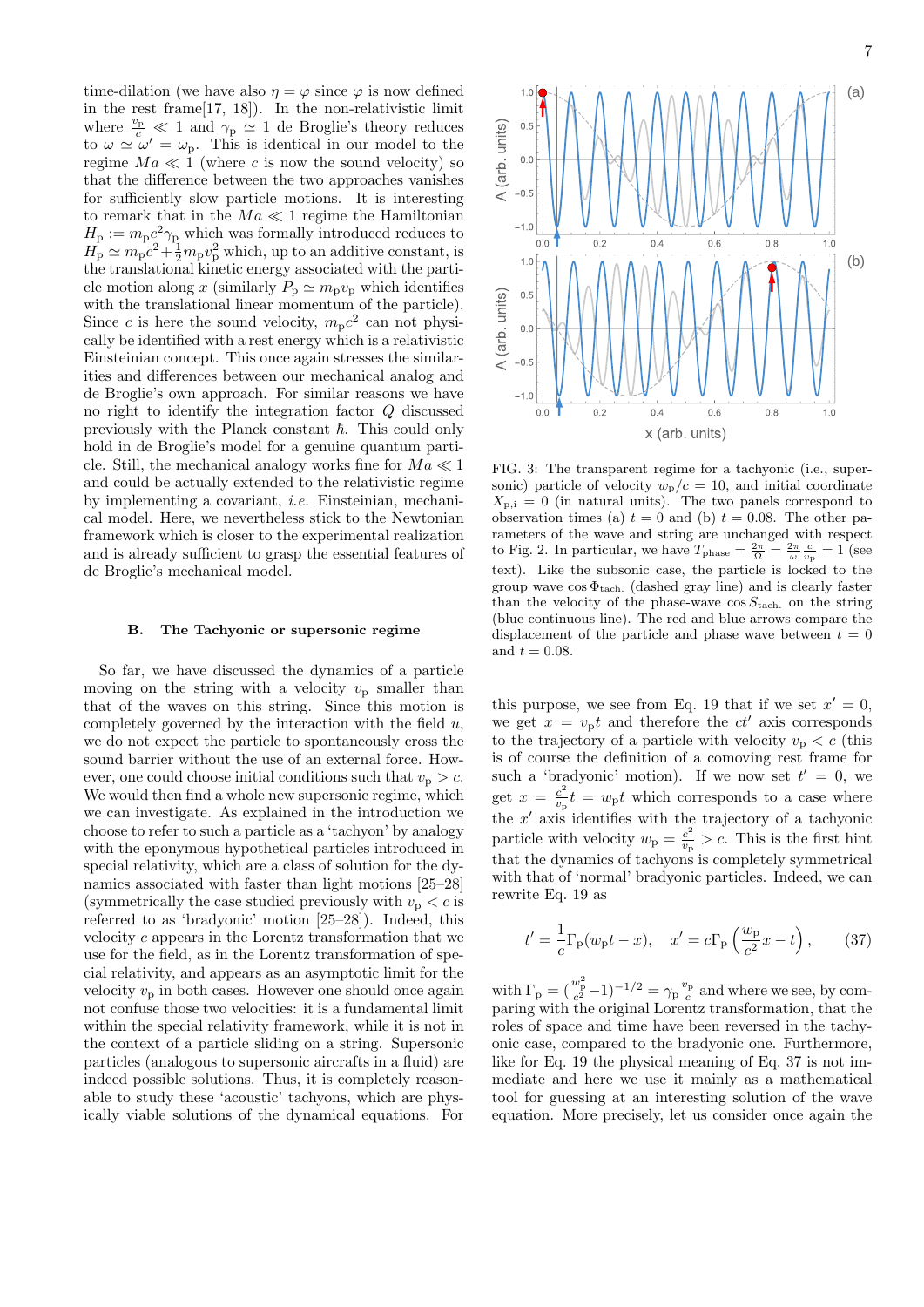time-dilation (we have also $\eta = \varphi$ since $\varphi$ is now defined in the rest frame[17, 18]). In the non-relativistic limit where $\frac{v_\mathrm{p}}{c} \ll 1$ and $\gamma_\mathrm{p} \simeq 1$ de Broglie's theory reduces to $\omega \simeq \omega' = \omega_\mathrm{p}$. This is identical in our model to the regime $Ma \ll 1$ (where $c$ is now the sound velocity) so that the difference between the two approaches vanishes for sufficiently slow particle motions. It is interesting to remark that in the $Ma \ll 1$ regime the Hamiltonian $H_\mathrm{p} := m_\mathrm{p} c^2 \gamma_\mathrm{p}$ which was formally introduced reduces to $H_\mathrm{p} \simeq m_\mathrm{p} c^2 + \frac{1}{2} m_\mathrm{p} v_\mathrm{p}^2$ which, up to an additive constant, is the translational kinetic energy associated with the particle motion along $x$ (similarly $P_\mathrm{p} \simeq m_\mathrm{p} v_\mathrm{p}$ which identifies with the translational linear momentum of the particle). Since $c$ is here the sound velocity, $m_\mathrm{p} c^2$ can not physically be identified with a rest energy which is a relativistic Einsteinian concept. This once again stresses the similarities and differences between our mechanical analog and de Broglie's own approach. For similar reasons we have no right to identify the integration factor $Q$ discussed previously with the Planck constant $\hbar$. This could only hold in de Broglie's model for a genuine quantum particle. Still, the mechanical analogy works fine for $Ma \ll 1$ and could be actually extended to the relativistic regime by implementing a covariant, *i.e.* Einsteinian, mechanical model. Here, we nevertheless stick to the Newtonian framework which is closer to the experimental realization and is already sufficient to grasp the essential features of de Broglie's mechanical model.

### B. The Tachyonic or supersonic regime

So far, we have discussed the dynamics of a particle moving on the string with a velocity $v_\mathrm{p}$ smaller than that of the waves on this string. Since this motion is completely governed by the interaction with the field $u$, we do not expect the particle to spontaneously cross the sound barrier without the use of an external force. However, one could choose initial conditions such that $v_\mathrm{p} > c$. We would then find a whole new supersonic regime, which we can investigate. As explained in the introduction we choose to refer to such a particle as a 'tachyon' by analogy with the eponymous hypothetical particles introduced in special relativity, which are a class of solution for the dynamics associated with faster than light motions [25–28] (symmetrically the case studied previously with $v_\mathrm{p} < c$ is referred to as 'bradyonic' motion [25–28]). Indeed, this velocity $c$ appears in the Lorentz transformation that we use for the field, as in the Lorentz transformation of special relativity, and appears as an asymptotic limit for the velocity $v_\mathrm{p}$ in both cases. However one should once again not confuse those two velocities: it is a fundamental limit within the special relativity framework, while it is not in the context of a particle sliding on a string. Supersonic particles (analogous to supersonic aircrafts in a fluid) are indeed possible solutions. Thus, it is completely reasonable to study these 'acoustic' tachyons, which are physically viable solutions of the dynamical equations. For this purpose, we see from Eq. 19 that if we set $x' = 0$, we get $x = v_\mathrm{p} t$ and therefore the $ct'$ axis corresponds to the trajectory of a particle with velocity $v_\mathrm{p} < c$ (this is of course the definition of a comoving rest frame for such a 'bradyonic' motion). If we now set $t' = 0$, we get $x = \frac{c^2}{v_\mathrm{p}} t = w_\mathrm{p} t$ which corresponds to a case where the $x'$ axis identifies with the trajectory of a tachyonic particle with velocity $w_\mathrm{p} = \frac{c^2}{v_\mathrm{p}} > c$. This is the first hint that the dynamics of tachyons is completely symmetrical with that of 'normal' bradyonic particles. Indeed, we can rewrite Eq. 19 as

$$t' = \frac{1}{c} \Gamma_\mathrm{p} (w_\mathrm{p} t - x), \quad x' = c \Gamma_\mathrm{p} \left( \frac{w_\mathrm{p}}{c^2} x - t \right), \tag{37}$$

with $\Gamma_\mathrm{p} = (\frac{w_\mathrm{p}^2}{c^2} - 1)^{-1/2} = \gamma_\mathrm{p} \frac{v_\mathrm{p}}{c}$ and where we see, by comparing with the original Lorentz transformation, that the roles of space and time have been reversed in the tachyonic case, compared to the bradyonic one. Furthermore, like for Eq. 19 the physical meaning of Eq. 37 is not immediate and here we use it mainly as a mathematical tool for guessing at an interesting solution of the wave equation. More precisely, let us consider once again the

FIG. 3: The transparent regime for a tachyonic (i.e., supersonic) particle of velocity $w_\mathrm{p}/c = 10$, and initial coordinate $X_{\mathrm{p,i}} = 0$ (in natural units). The two panels correspond to observation times (a) $t = 0$ and (b) $t = 0.08$. The other parameters of the wave and string are unchanged with respect to Fig. 2. In particular, we have $T_{\mathrm{phase}} = \frac{2\pi}{\Omega} = \frac{2\pi}{\omega} \frac{c}{v_\mathrm{p}} = 1$ (see text). Like the subsonic case, the particle is locked to the group wave $\cos \Phi_{\mathrm{tach.}}$ (dashed gray line) and is clearly faster than the velocity of the phase-wave $\cos S_{\mathrm{tach.}}$ on the string (blue continuous line). The red and blue arrows compare the displacement of the particle and phase wave between $t = 0$ and $t = 0.08$.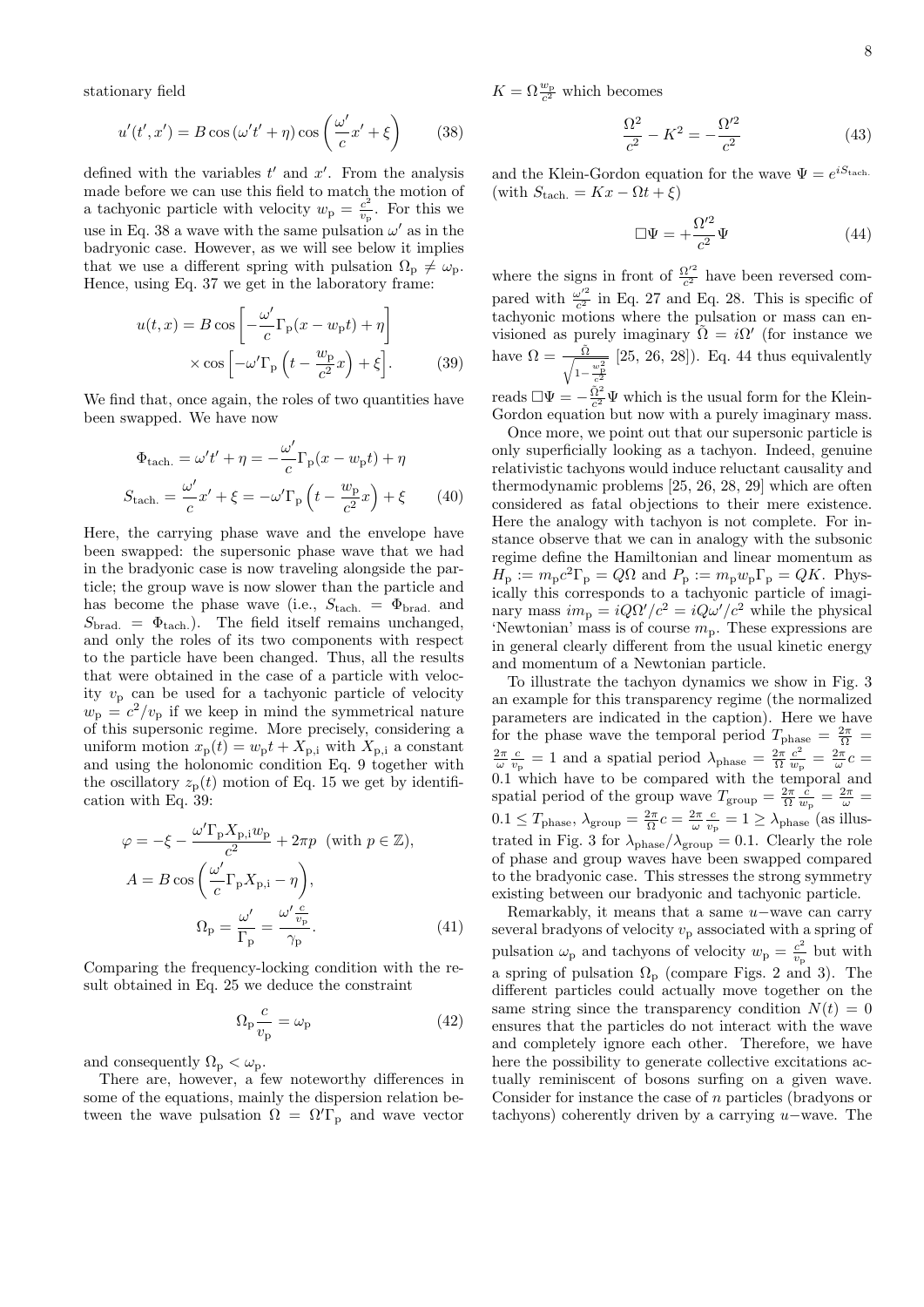stationary field

$$u'(t',x') = B\cos(\omega' t' + \eta)\cos\left(\frac{\omega'}{c}x' + \xi\right) \tag{38}$$

defined with the variables $t'$ and $x'$. From the analysis made before we can use this field to match the motion of a tachyonic particle with velocity $w_\text{p} = \frac{c^2}{v_\text{p}}$. For this we use in Eq. 38 a wave with the same pulsation $\omega'$ as in the badryonic case. However, as we will see below it implies that we use a different spring with pulsation $\Omega_\text{p} \neq \omega_\text{p}$. Hence, using Eq. 37 we get in the laboratory frame:

$$u(t,x) = B\cos\left[-\frac{\omega'}{c}\Gamma_\text{p}(x - w_\text{p}t) + \eta\right] \times \cos\left[-\omega'\Gamma_\text{p}\left(t - \frac{w_\text{p}}{c^2}x\right) + \xi\right]. \tag{39}$$

We find that, once again, the roles of two quantities have been swapped. We have now

$$\Phi_\text{tach.} = \omega' t' + \eta = -\frac{\omega'}{c}\Gamma_\text{p}(x - w_\text{p}t) + \eta$$
$$S_\text{tach.} = \frac{\omega'}{c}x' + \xi = -\omega'\Gamma_\text{p}\left(t - \frac{w_\text{p}}{c^2}x\right) + \xi \tag{40}$$

Here, the carrying phase wave and the envelope have been swapped: the supersonic phase wave that we had in the bradyonic case is now traveling alongside the particle; the group wave is now slower than the particle and has become the phase wave (i.e., $S_\text{tach.} = \Phi_\text{brad.}$ and $S_\text{brad.} = \Phi_\text{tach.}$). The field itself remains unchanged, and only the roles of its two components with respect to the particle have been changed. Thus, all the results that were obtained in the case of a particle with velocity $v_\text{p}$ can be used for a tachyonic particle of velocity $w_\text{p} = c^2/v_\text{p}$ if we keep in mind the symmetrical nature of this supersonic regime. More precisely, considering a uniform motion $x_\text{p}(t) = w_\text{p}t + X_\text{p,i}$ with $X_\text{p,i}$ a constant and using the holonomic condition Eq. 9 together with the oscillatory $z_\text{p}(t)$ motion of Eq. 15 we get by identification with Eq. 39:

$$\varphi = -\xi - \frac{\omega'\Gamma_\text{p}X_\text{p,i}w_\text{p}}{c^2} + 2\pi p \ \ (\text{with } p \in \mathbb{Z}),$$
$$A = B\cos\left(\frac{\omega'}{c}\Gamma_\text{p}X_\text{p,i} - \eta\right),$$
$$\Omega_\text{p} = \frac{\omega'}{\Gamma_\text{p}} = \frac{\omega'\frac{c}{v_\text{p}}}{\gamma_\text{p}}. \tag{41}$$

Comparing the frequency-locking condition with the result obtained in Eq. 25 we deduce the constraint

$$\Omega_\text{p}\frac{c}{v_\text{p}} = \omega_\text{p} \tag{42}$$

and consequently $\Omega_\text{p} < \omega_\text{p}$.

There are, however, a few noteworthy differences in some of the equations, mainly the dispersion relation between the wave pulsation $\Omega = \Omega'\Gamma_\text{p}$ and wave vector $K = \Omega\frac{w_\text{p}}{c^2}$ which becomes

$$\frac{\Omega^2}{c^2} - K^2 = -\frac{\Omega'^2}{c^2} \tag{43}$$

and the Klein-Gordon equation for the wave $\Psi = e^{iS_\text{tach.}}$ (with $S_\text{tach.} = Kx - \Omega t + \xi$)

$$\Box\Psi = +\frac{\Omega'^2}{c^2}\Psi \tag{44}$$

where the signs in front of $\frac{\Omega'^2}{c^2}$ have been reversed compared with $\frac{\omega'^2}{c^2}$ in Eq. 27 and Eq. 28. This is specific of tachyonic motions where the pulsation or mass can envisioned as purely imaginary $\tilde{\Omega} = i\Omega'$ (for instance we have $\Omega = \frac{\tilde{\Omega}}{\sqrt{1-\frac{w_\text{p}^2}{c^2}}}$ [25, 26, 28]). Eq. 44 thus equivalently reads $\Box\Psi = -\frac{\tilde{\Omega}^2}{c^2}\Psi$ which is the usual form for the Klein-Gordon equation but now with a purely imaginary mass.

Once more, we point out that our supersonic particle is only superficially looking as a tachyon. Indeed, genuine relativistic tachyons would induce reluctant causality and thermodynamic problems [25, 26, 28, 29] which are often considered as fatal objections to their mere existence. Here the analogy with tachyon is not complete. For instance observe that we can in analogy with the subsonic regime define the Hamiltonian and linear momentum as $H_\text{p} := m_\text{p}c^2\Gamma_\text{p} = Q\Omega$ and $P_\text{p} := m_\text{p}w_\text{p}\Gamma_\text{p} = QK$. Physically this corresponds to a tachyonic particle of imaginary mass $im_\text{p} = iQ\Omega'/c^2 = iQ\omega'/c^2$ while the physical 'Newtonian' mass is of course $m_\text{p}$. These expressions are in general clearly different from the usual kinetic energy and momentum of a Newtonian particle.

To illustrate the tachyon dynamics we show in Fig. 3 an example for this transparency regime (the normalized parameters are indicated in the caption). Here we have for the phase wave the temporal period $T_\text{phase} = \frac{2\pi}{\Omega} = \frac{2\pi}{\omega}\frac{c}{v_\text{p}} = 1$ and a spatial period $\lambda_\text{phase} = \frac{2\pi}{\Omega}\frac{c^2}{w_\text{p}} = \frac{2\pi}{\omega}c = 0.1$ which have to be compared with the temporal and spatial period of the group wave $T_\text{group} = \frac{2\pi}{\Omega}\frac{c}{w_\text{p}} = \frac{2\pi}{\omega} = 0.1 \leq T_\text{phase}$, $\lambda_\text{group} = \frac{2\pi}{\Omega}c = \frac{2\pi}{\omega}\frac{c}{v_\text{p}} = 1 \geq \lambda_\text{phase}$ (as illustrated in Fig. 3 for $\lambda_\text{phase}/\lambda_\text{group} = 0.1$. Clearly the role of phase and group waves have been swapped compared to the bradyonic case. This stresses the strong symmetry existing between our bradyonic and tachyonic particle.

Remarkably, it means that a same $u-$wave can carry several bradyons of velocity $v_\text{p}$ associated with a spring of pulsation $\omega_\text{p}$ and tachyons of velocity $w_\text{p} = \frac{c^2}{v_\text{p}}$ but with a spring of pulsation $\Omega_\text{p}$ (compare Figs. 2 and 3). The different particles could actually move together on the same string since the transparency condition $N(t) = 0$ ensures that the particles do not interact with the wave and completely ignore each other. Therefore, we have here the possibility to generate collective excitations actually reminiscent of bosons surfing on a given wave. Consider for instance the case of $n$ particles (bradyons or tachyons) coherently driven by a carrying $u-$wave. The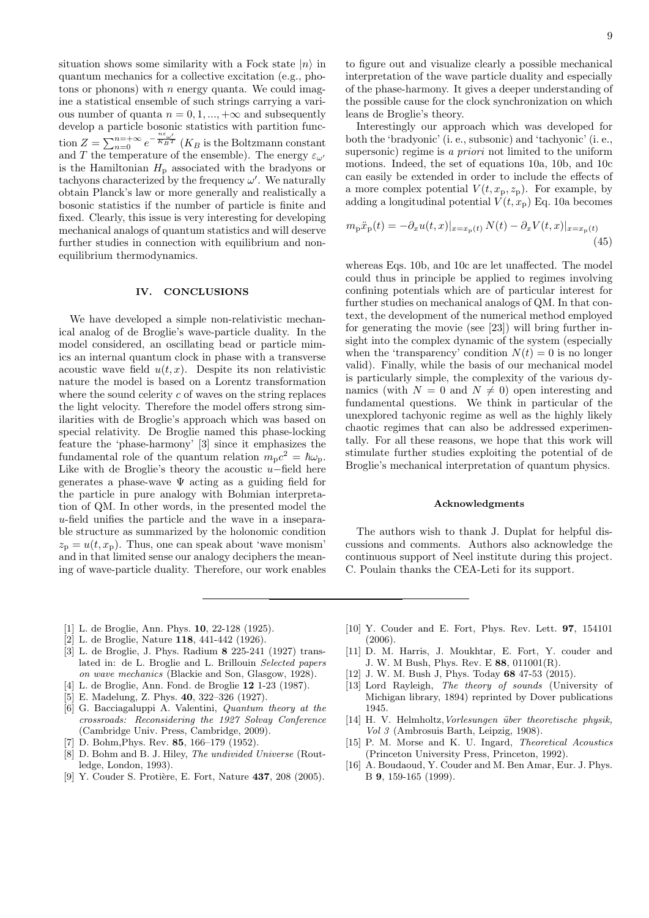situation shows some similarity with a Fock state $|n\rangle$ in quantum mechanics for a collective excitation (e.g., photons or phonons) with $n$ energy quanta. We could imagine a statistical ensemble of such strings carrying a various number of quanta $n = 0, 1, ..., +\infty$ and subsequently develop a particle bosonic statistics with partition function $Z = \sum_{n=0}^{n=+\infty} e^{-\frac{n\varepsilon_{\omega'}}{K_B T}}$ ($K_B$ is the Boltzmann constant and $T$ the temperature of the ensemble). The energy $\varepsilon_{\omega'}$ is the Hamiltonian $H_{\rm p}$ associated with the bradyons or tachyons characterized by the frequency $\omega'$. We naturally obtain Planck's law or more generally and realistically a bosonic statistics if the number of particle is finite and fixed. Clearly, this issue is very interesting for developing mechanical analogs of quantum statistics and will deserve further studies in connection with equilibrium and non-equilibrium thermodynamics.

## IV. CONCLUSIONS

We have developed a simple non-relativistic mechanical analog of de Broglie's wave-particle duality. In the model considered, an oscillating bead or particle mimics an internal quantum clock in phase with a transverse acoustic wave field $u(t, x)$. Despite its non relativistic nature the model is based on a Lorentz transformation where the sound celerity $c$ of waves on the string replaces the light velocity. Therefore the model offers strong similarities with de Broglie's approach which was based on special relativity. De Broglie named this phase-locking feature the 'phase-harmony' [3] since it emphasizes the fundamental role of the quantum relation $m_{\rm p}c^2 = \hbar\omega_{\rm p}$. Like with de Broglie's theory the acoustic $u-$field here generates a phase-wave $\Psi$ acting as a guiding field for the particle in pure analogy with Bohmian interpretation of QM. In other words, in the presented model the $u$-field unifies the particle and the wave in a inseparable structure as summarized by the holonomic condition $z_{\rm p} = u(t, x_{\rm p})$. Thus, one can speak about 'wave monism' and in that limited sense our analogy deciphers the meaning of wave-particle duality. Therefore, our work enables to figure out and visualize clearly a possible mechanical interpretation of the wave particle duality and especially of the phase-harmony. It gives a deeper understanding of the possible cause for the clock synchronization on which leans de Broglie's theory.

Interestingly our approach which was developed for both the 'bradyonic' (i. e., subsonic) and 'tachyonic' (i. e., supersonic) regime is *a priori* not limited to the uniform motions. Indeed, the set of equations 10a, 10b, and 10c can easily be extended in order to include the effects of a more complex potential $V(t, x_{\rm p}, z_{\rm p})$. For example, by adding a longitudinal potential $V(t, x_{\rm p})$ Eq. 10a becomes

$$m_{\rm p}\ddot{x}_{\rm p}(t) = -\partial_x u(t,x)|_{x=x_{\rm p}(t)}\, N(t) - \partial_x V(t,x)|_{x=x_{\rm p}(t)} \tag{45}$$

whereas Eqs. 10b, and 10c are let unaffected. The model could thus in principle be applied to regimes involving confining potentials which are of particular interest for further studies on mechanical analogs of QM. In that context, the development of the numerical method employed for generating the movie (see [23]) will bring further insight into the complex dynamic of the system (especially when the 'transparency' condition $N(t) = 0$ is no longer valid). Finally, while the basis of our mechanical model is particularly simple, the complexity of the various dynamics (with $N = 0$ and $N \neq 0$) open interesting and fundamental questions. We think in particular of the unexplored tachyonic regime as well as the highly likely chaotic regimes that can also be addressed experimentally. For all these reasons, we hope that this work will stimulate further studies exploiting the potential of de Broglie's mechanical interpretation of quantum physics.

### Acknowledgments

The authors wish to thank J. Duplat for helpful discussions and comments. Authors also acknowledge the continuous support of Neel institute during this project. C. Poulain thanks the CEA-Leti for its support.

---

[1] L. de Broglie, Ann. Phys. **10**, 22-128 (1925).

[2] L. de Broglie, Nature **118**, 441-442 (1926).

[3] L. de Broglie, J. Phys. Radium **8** 225-241 (1927) translated in: de L. Broglie and L. Brillouin *Selected papers on wave mechanics* (Blackie and Son, Glasgow, 1928).

[4] L. de Broglie, Ann. Fond. de Broglie **12** 1-23 (1987).

[5] E. Madelung, Z. Phys. **40**, 322–326 (1927).

[6] G. Bacciagaluppi A. Valentini, *Quantum theory at the crossroads: Reconsidering the 1927 Solvay Conference* (Cambridge Univ. Press, Cambridge, 2009).

[7] D. Bohm,Phys. Rev. **85**, 166–179 (1952).

[8] D. Bohm and B. J. Hiley, *The undivided Universe* (Routledge, London, 1993).

[9] Y. Couder S. Protière, E. Fort, Nature **437**, 208 (2005).

[10] Y. Couder and E. Fort, Phys. Rev. Lett. **97**, 154101 (2006).

[11] D. M. Harris, J. Moukhtar, E. Fort, Y. couder and J. W. M Bush, Phys. Rev. E **88**, 011001(R).

[12] J. W. M. Bush J, Phys. Today **68** 47-53 (2015).

[13] Lord Rayleigh, *The theory of sounds* (University of Michigan library, 1894) reprinted by Dover publications 1945.

[14] H. V. Helmholtz,*Vorlesungen über theoretische physik, Vol 3* (Ambrosuis Barth, Leipzig, 1908).

[15] P. M. Morse and K. U. Ingard, *Theoretical Acoustics* (Princeton University Press, Princeton, 1992).

[16] A. Boudaoud, Y. Couder and M. Ben Amar, Eur. J. Phys. B **9**, 159-165 (1999).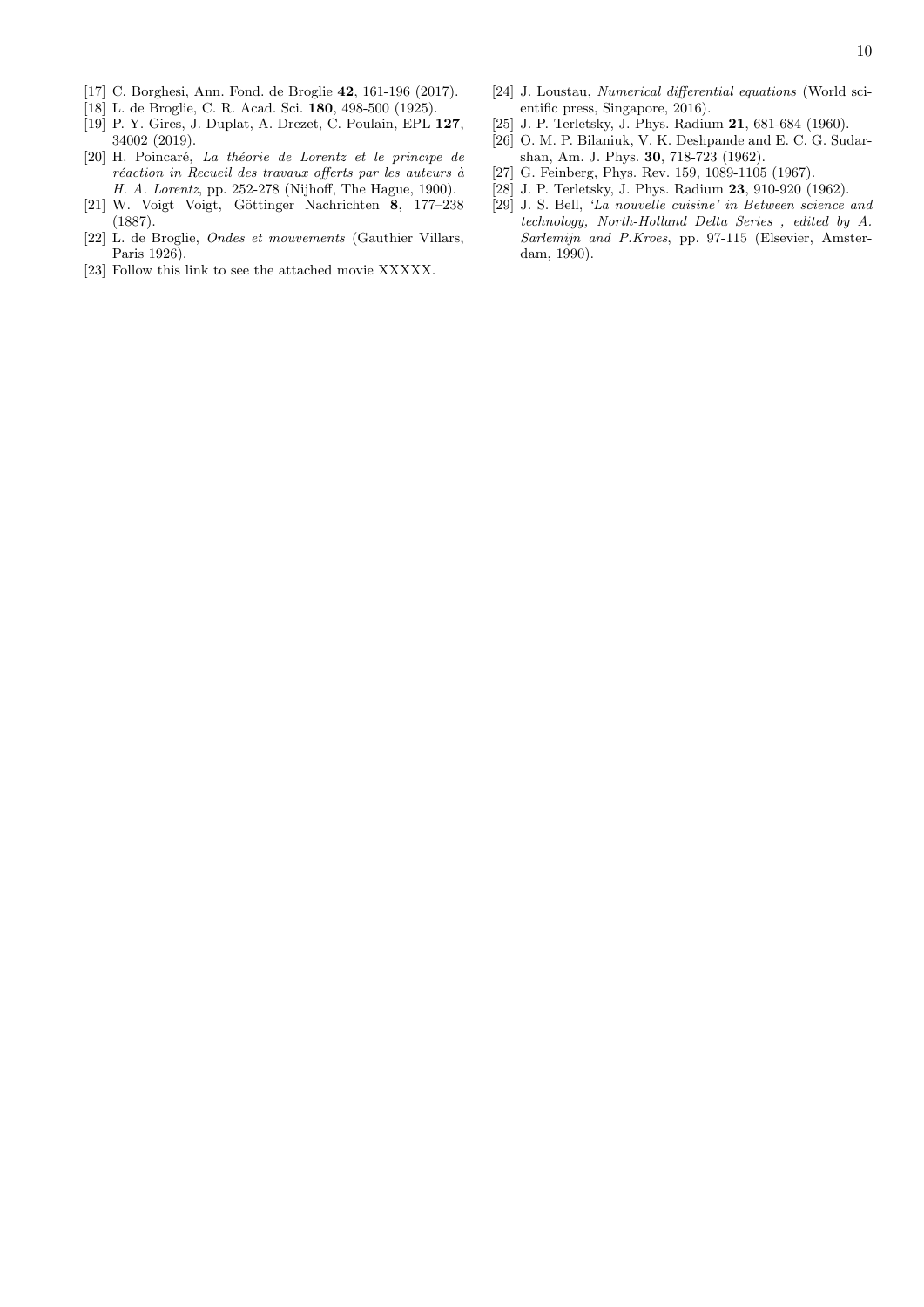[17] C. Borghesi, Ann. Fond. de Broglie **42**, 161-196 (2017).

[18] L. de Broglie, C. R. Acad. Sci. **180**, 498-500 (1925).

[19] P. Y. Gires, J. Duplat, A. Drezet, C. Poulain, EPL **127**, 34002 (2019).

[20] H. Poincaré, *La théorie de Lorentz et le principe de réaction in Recueil des travaux offerts par les auteurs à H. A. Lorentz*, pp. 252-278 (Nijhoff, The Hague, 1900).

[21] W. Voigt Voigt, Göttinger Nachrichten **8**, 177–238 (1887).

[22] L. de Broglie, *Ondes et mouvements* (Gauthier Villars, Paris 1926).

[23] Follow this link to see the attached movie XXXXX.

[24] J. Loustau, *Numerical differential equations* (World scientific press, Singapore, 2016).

[25] J. P. Terletsky, J. Phys. Radium **21**, 681-684 (1960).

[26] O. M. P. Bilaniuk, V. K. Deshpande and E. C. G. Sudarshan, Am. J. Phys. **30**, 718-723 (1962).

[27] G. Feinberg, Phys. Rev. 159, 1089-1105 (1967).

[28] J. P. Terletsky, J. Phys. Radium **23**, 910-920 (1962).

[29] J. S. Bell, *'La nouvelle cuisine' in Between science and technology, North-Holland Delta Series , edited by A. Sarlemijn and P.Kroes*, pp. 97-115 (Elsevier, Amsterdam, 1990).